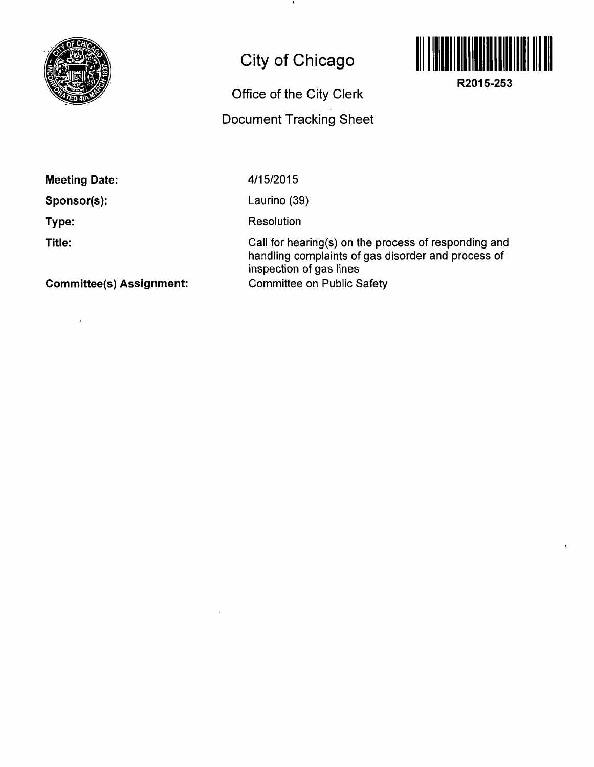# City of Chicago

## Office of the City Clerk

## Document Tracking Sheet

R2015-253

**Meeting Date:** 4/15/2015

**Sponsor(s):** Laurino (39)

**Type:** Resolution

**Title:** Call for hearing(s) on the process of responding and handling complaints of gas disorder and process of inspection of gas lines

**Committee(s) Assignment:** Committee on Public Safety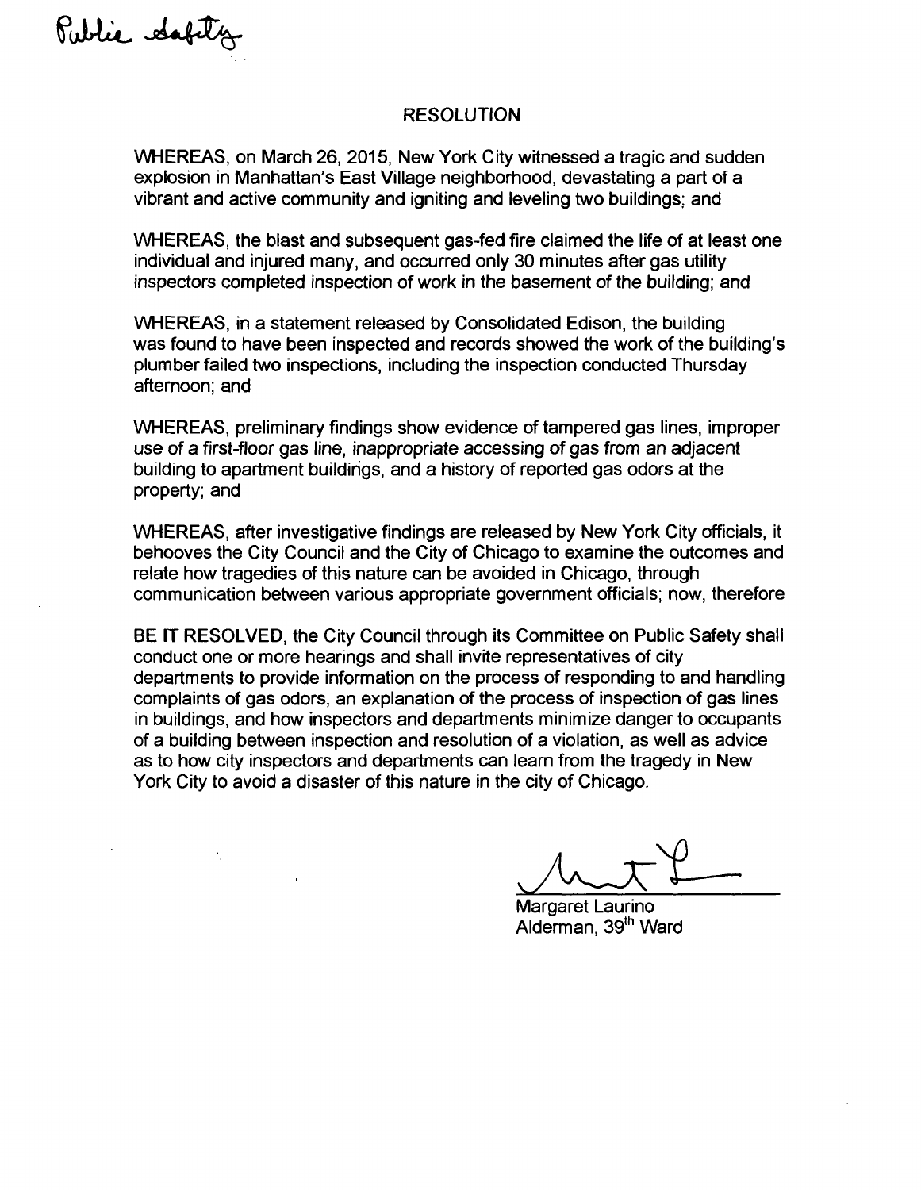Public Safety

# RESOLUTION

WHEREAS, on March 26, 2015, New York City witnessed a tragic and sudden explosion in Manhattan's East Village neighborhood, devastating a part of a vibrant and active community and igniting and leveling two buildings; and

WHEREAS, the blast and subsequent gas-fed fire claimed the life of at least one individual and injured many, and occurred only 30 minutes after gas utility inspectors completed inspection of work in the basement of the building; and

WHEREAS, in a statement released by Consolidated Edison, the building was found to have been inspected and records showed the work of the building's plumber failed two inspections, including the inspection conducted Thursday afternoon; and

WHEREAS, preliminary findings show evidence of tampered gas lines, improper use of a first-floor gas line, inappropriate accessing of gas from an adjacent building to apartment buildings, and a history of reported gas odors at the property; and

WHEREAS, after investigative findings are released by New York City officials, it behooves the City Council and the City of Chicago to examine the outcomes and relate how tragedies of this nature can be avoided in Chicago, through communication between various appropriate government officials; now, therefore

BE IT RESOLVED, the City Council through its Committee on Public Safety shall conduct one or more hearings and shall invite representatives of city departments to provide information on the process of responding to and handling complaints of gas odors, an explanation of the process of inspection of gas lines in buildings, and how inspectors and departments minimize danger to occupants of a building between inspection and resolution of a violation, as well as advice as to how city inspectors and departments can learn from the tragedy in New York City to avoid a disaster of this nature in the city of Chicago.

Margaret Laurino
Alderman, 39th Ward